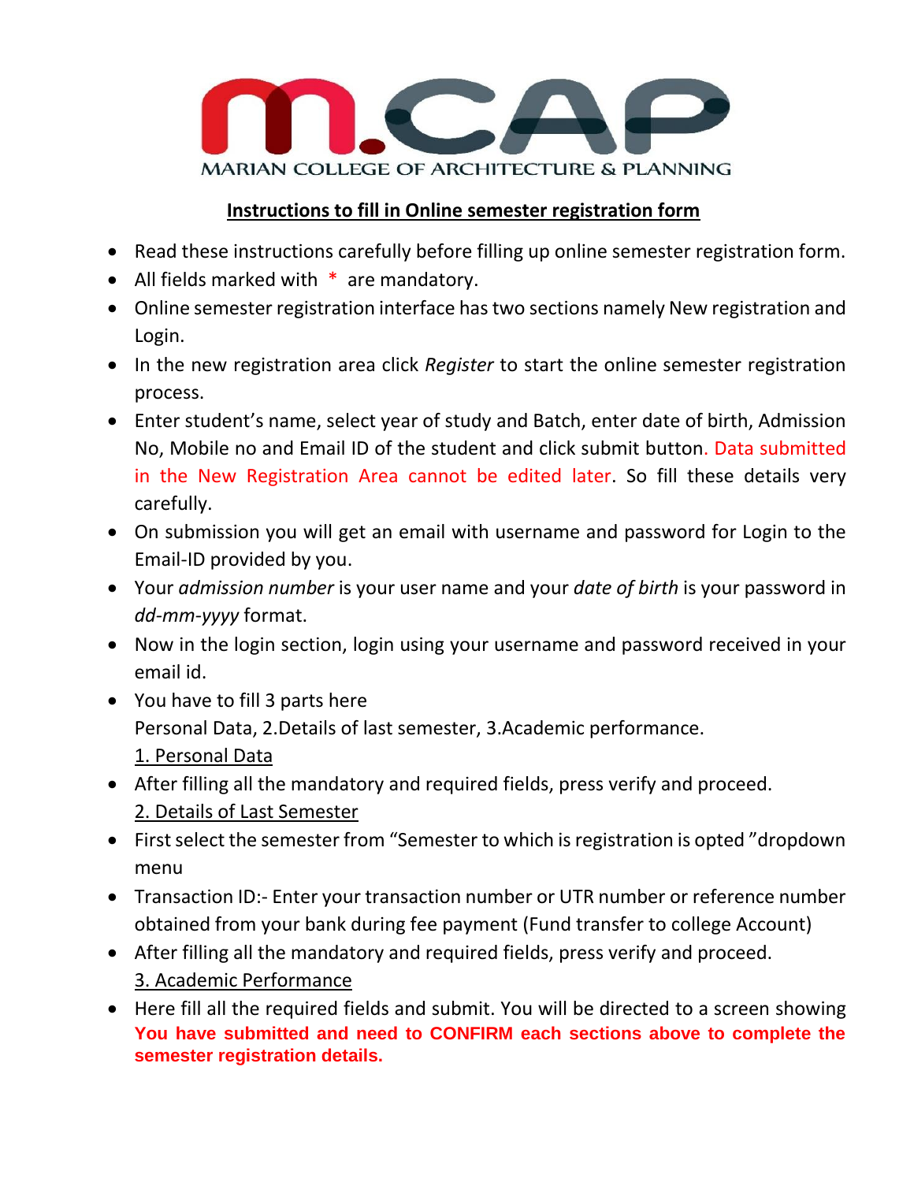# m.CAP

MARIAN COLLEGE OF ARCHITECTURE & PLANNING

## Instructions to fill in Online semester registration form

- Read these instructions carefully before filling up online semester registration form.
- All fields marked with * are mandatory.
- Online semester registration interface has two sections namely New registration and Login.
- In the new registration area click *Register* to start the online semester registration process.
- Enter student's name, select year of study and Batch, enter date of birth, Admission No, Mobile no and Email ID of the student and click submit button. Data submitted in the New Registration Area cannot be edited later. So fill these details very carefully.
- On submission you will get an email with username and password for Login to the Email-ID provided by you.
- Your *admission number* is your user name and your *date of birth* is your password in *dd-mm-yyyy* format.
- Now in the login section, login using your username and password received in your email id.
- You have to fill 3 parts here
  Personal Data, 2.Details of last semester, 3.Academic performance.

  1. Personal Data
- After filling all the mandatory and required fields, press verify and proceed.

  2. Details of Last Semester
- First select the semester from "Semester to which is registration is opted "dropdown menu
- Transaction ID:- Enter your transaction number or UTR number or reference number obtained from your bank during fee payment (Fund transfer to college Account)
- After filling all the mandatory and required fields, press verify and proceed.

  3. Academic Performance
- Here fill all the required fields and submit. You will be directed to a screen showing **You have submitted and need to CONFIRM each sections above to complete the semester registration details.**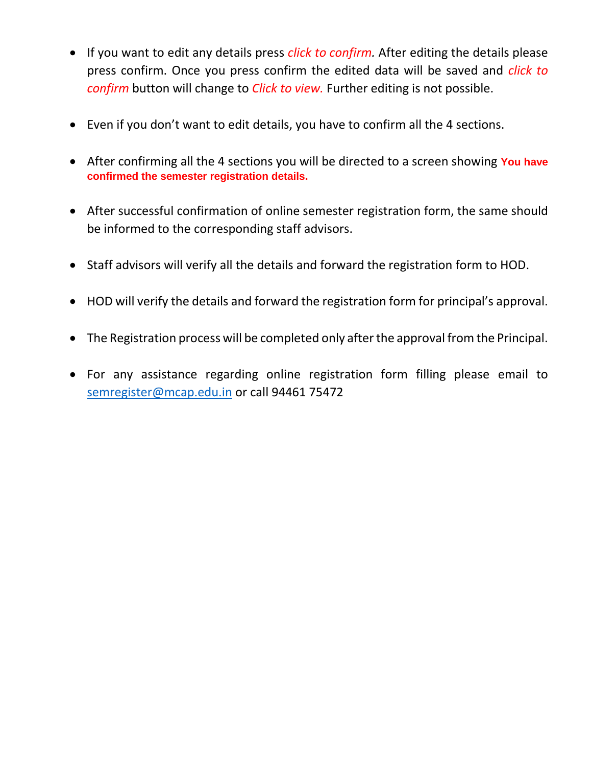- If you want to edit any details press *click to confirm.* After editing the details please press confirm. Once you press confirm the edited data will be saved and *click to confirm* button will change to *Click to view.* Further editing is not possible.

- Even if you don't want to edit details, you have to confirm all the 4 sections.

- After confirming all the 4 sections you will be directed to a screen showing **You have confirmed the semester registration details.**

- After successful confirmation of online semester registration form, the same should be informed to the corresponding staff advisors.

- Staff advisors will verify all the details and forward the registration form to HOD.

- HOD will verify the details and forward the registration form for principal's approval.

- The Registration process will be completed only after the approval from the Principal.

- For any assistance regarding online registration form filling please email to semregister@mcap.edu.in or call 94461 75472